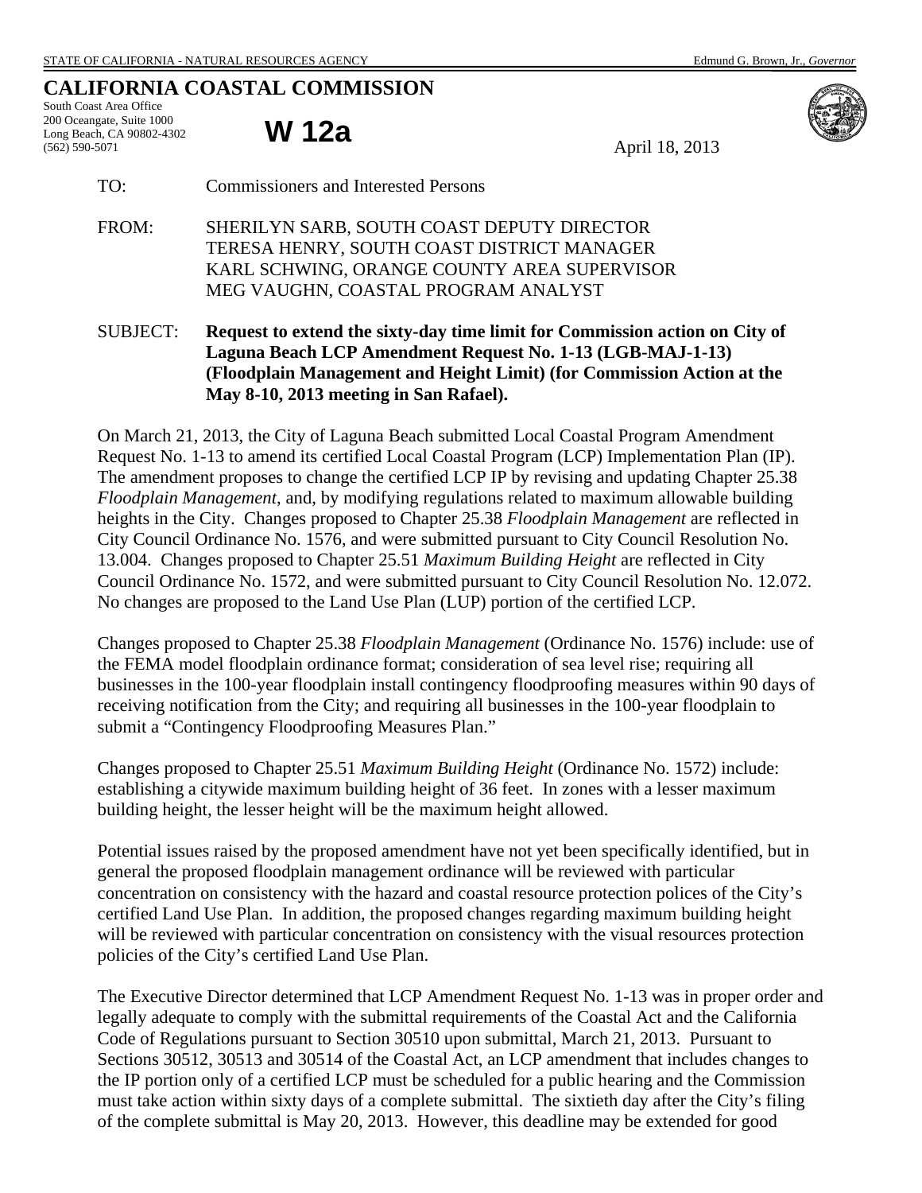STATE OF CALIFORNIA - NATURAL RESOURCES AGENCY Edmund G. Brown, Jr., *Governor*

# CALIFORNIA COASTAL COMMISSION

South Coast Area Office
200 Oceangate, Suite 1000
Long Beach, CA 90802-4302
(562) 590-5071

**W 12a**

April 18, 2013

TO: Commissioners and Interested Persons

FROM: SHERILYN SARB, SOUTH COAST DEPUTY DIRECTOR
TERESA HENRY, SOUTH COAST DISTRICT MANAGER
KARL SCHWING, ORANGE COUNTY AREA SUPERVISOR
MEG VAUGHN, COASTAL PROGRAM ANALYST

SUBJECT: **Request to extend the sixty-day time limit for Commission action on City of Laguna Beach LCP Amendment Request No. 1-13 (LGB-MAJ-1-13) (Floodplain Management and Height Limit) (for Commission Action at the May 8-10, 2013 meeting in San Rafael).**

On March 21, 2013, the City of Laguna Beach submitted Local Coastal Program Amendment Request No. 1-13 to amend its certified Local Coastal Program (LCP) Implementation Plan (IP). The amendment proposes to change the certified LCP IP by revising and updating Chapter 25.38 *Floodplain Management*, and, by modifying regulations related to maximum allowable building heights in the City. Changes proposed to Chapter 25.38 *Floodplain Management* are reflected in City Council Ordinance No. 1576, and were submitted pursuant to City Council Resolution No. 13.004. Changes proposed to Chapter 25.51 *Maximum Building Height* are reflected in City Council Ordinance No. 1572, and were submitted pursuant to City Council Resolution No. 12.072. No changes are proposed to the Land Use Plan (LUP) portion of the certified LCP.

Changes proposed to Chapter 25.38 *Floodplain Management* (Ordinance No. 1576) include: use of the FEMA model floodplain ordinance format; consideration of sea level rise; requiring all businesses in the 100-year floodplain install contingency floodproofing measures within 90 days of receiving notification from the City; and requiring all businesses in the 100-year floodplain to submit a "Contingency Floodproofing Measures Plan."

Changes proposed to Chapter 25.51 *Maximum Building Height* (Ordinance No. 1572) include: establishing a citywide maximum building height of 36 feet. In zones with a lesser maximum building height, the lesser height will be the maximum height allowed.

Potential issues raised by the proposed amendment have not yet been specifically identified, but in general the proposed floodplain management ordinance will be reviewed with particular concentration on consistency with the hazard and coastal resource protection polices of the City's certified Land Use Plan. In addition, the proposed changes regarding maximum building height will be reviewed with particular concentration on consistency with the visual resources protection policies of the City's certified Land Use Plan.

The Executive Director determined that LCP Amendment Request No. 1-13 was in proper order and legally adequate to comply with the submittal requirements of the Coastal Act and the California Code of Regulations pursuant to Section 30510 upon submittal, March 21, 2013. Pursuant to Sections 30512, 30513 and 30514 of the Coastal Act, an LCP amendment that includes changes to the IP portion only of a certified LCP must be scheduled for a public hearing and the Commission must take action within sixty days of a complete submittal. The sixtieth day after the City's filing of the complete submittal is May 20, 2013. However, this deadline may be extended for good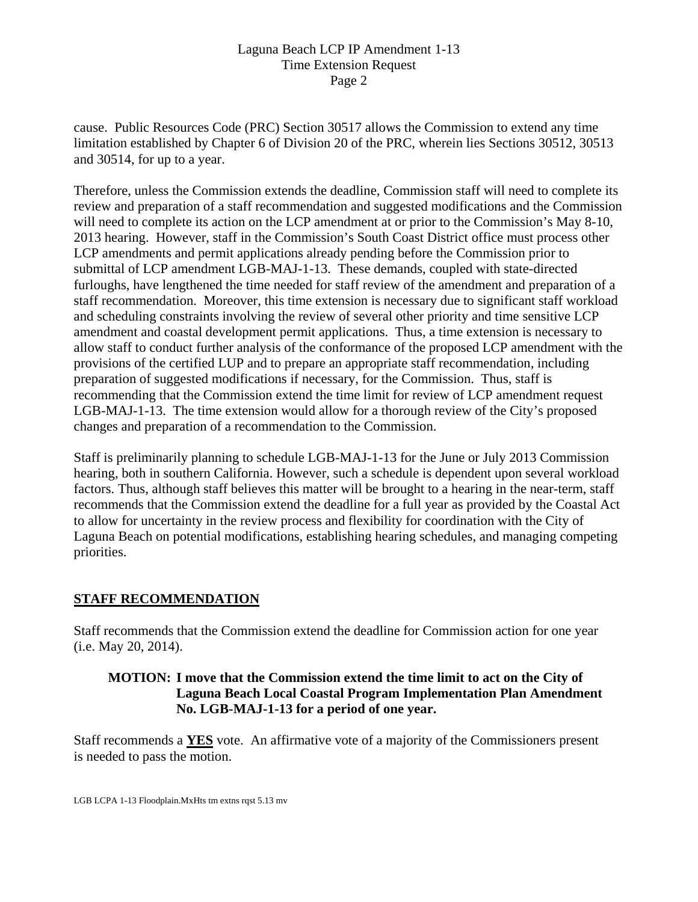cause. Public Resources Code (PRC) Section 30517 allows the Commission to extend any time limitation established by Chapter 6 of Division 20 of the PRC, wherein lies Sections 30512, 30513 and 30514, for up to a year.

Therefore, unless the Commission extends the deadline, Commission staff will need to complete its review and preparation of a staff recommendation and suggested modifications and the Commission will need to complete its action on the LCP amendment at or prior to the Commission's May 8-10, 2013 hearing. However, staff in the Commission's South Coast District office must process other LCP amendments and permit applications already pending before the Commission prior to submittal of LCP amendment LGB-MAJ-1-13. These demands, coupled with state-directed furloughs, have lengthened the time needed for staff review of the amendment and preparation of a staff recommendation. Moreover, this time extension is necessary due to significant staff workload and scheduling constraints involving the review of several other priority and time sensitive LCP amendment and coastal development permit applications. Thus, a time extension is necessary to allow staff to conduct further analysis of the conformance of the proposed LCP amendment with the provisions of the certified LUP and to prepare an appropriate staff recommendation, including preparation of suggested modifications if necessary, for the Commission. Thus, staff is recommending that the Commission extend the time limit for review of LCP amendment request LGB-MAJ-1-13. The time extension would allow for a thorough review of the City's proposed changes and preparation of a recommendation to the Commission.

Staff is preliminarily planning to schedule LGB-MAJ-1-13 for the June or July 2013 Commission hearing, both in southern California. However, such a schedule is dependent upon several workload factors. Thus, although staff believes this matter will be brought to a hearing in the near-term, staff recommends that the Commission extend the deadline for a full year as provided by the Coastal Act to allow for uncertainty in the review process and flexibility for coordination with the City of Laguna Beach on potential modifications, establishing hearing schedules, and managing competing priorities.

## STAFF RECOMMENDATION

Staff recommends that the Commission extend the deadline for Commission action for one year (i.e. May 20, 2014).

> **MOTION: I move that the Commission extend the time limit to act on the City of Laguna Beach Local Coastal Program Implementation Plan Amendment No. LGB-MAJ-1-13 for a period of one year.**

Staff recommends a **YES** vote. An affirmative vote of a majority of the Commissioners present is needed to pass the motion.

LGB LCPA 1-13 Floodplain.MxHts tm extns rqst 5.13 mv